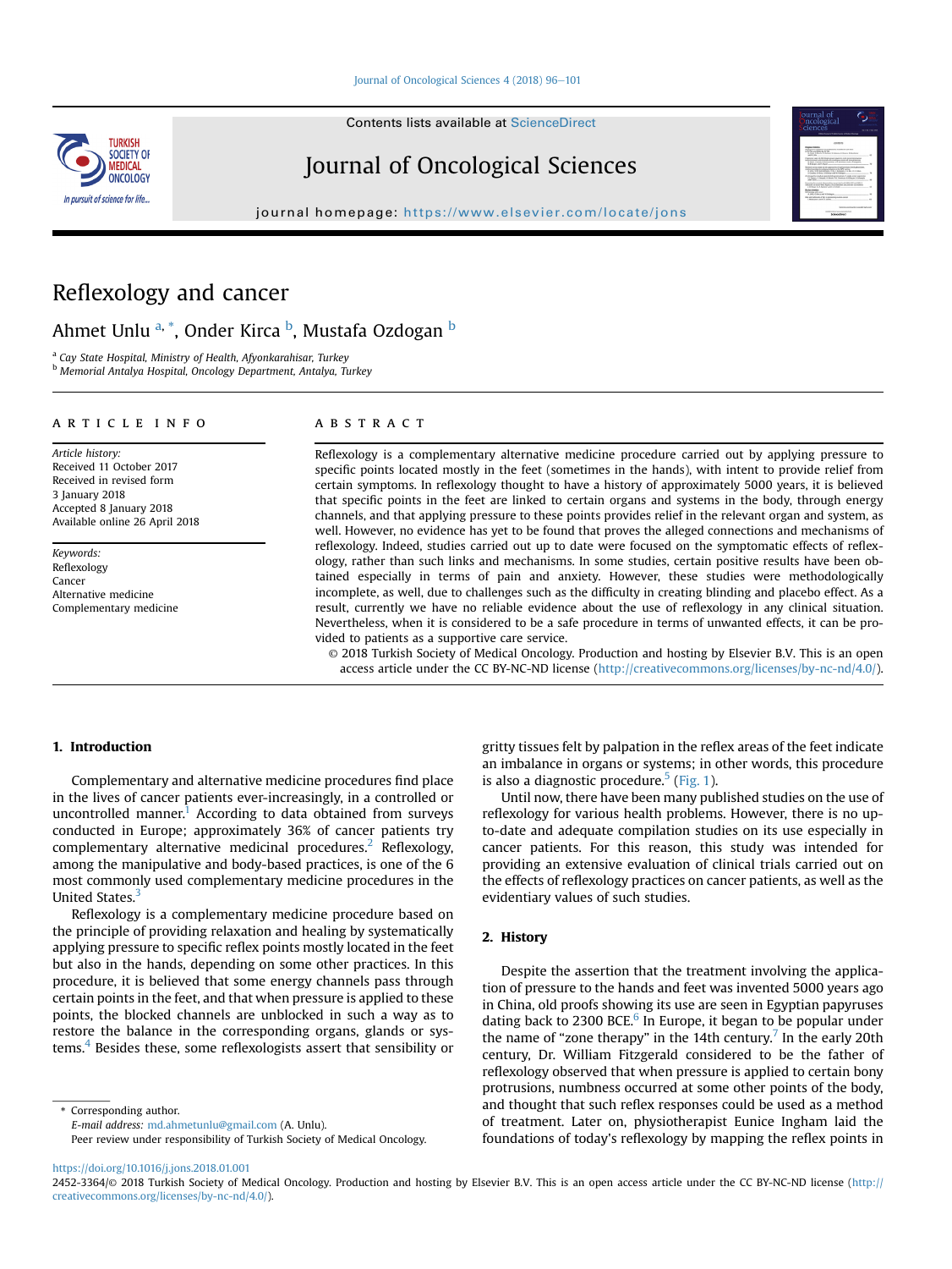# Reflexology and cancer

Ahmet Unlu [a, *], Onder Kirca [b], Mustafa Ozdogan [b]

[a] Cay State Hospital, Ministry of Health, Afyonkarahisar, Turkey
[b] Memorial Antalya Hospital, Oncology Department, Antalya, Turkey

## ARTICLE INFO

*Article history:*
Received 11 October 2017
Received in revised form
3 January 2018
Accepted 8 January 2018
Available online 26 April 2018

*Keywords:*
Reflexology
Cancer
Alternative medicine
Complementary medicine

## ABSTRACT

Reflexology is a complementary alternative medicine procedure carried out by applying pressure to specific points located mostly in the feet (sometimes in the hands), with intent to provide relief from certain symptoms. In reflexology thought to have a history of approximately 5000 years, it is believed that specific points in the feet are linked to certain organs and systems in the body, through energy channels, and that applying pressure to these points provides relief in the relevant organ and system, as well. However, no evidence has yet to be found that proves the alleged connections and mechanisms of reflexology. Indeed, studies carried out up to date were focused on the symptomatic effects of reflexology, rather than such links and mechanisms. In some studies, certain positive results have been obtained especially in terms of pain and anxiety. However, these studies were methodologically incomplete, as well, due to challenges such as the difficulty in creating blinding and placebo effect. As a result, currently we have no reliable evidence about the use of reflexology in any clinical situation. Nevertheless, when it is considered to be a safe procedure in terms of unwanted effects, it can be provided to patients as a supportive care service.

© 2018 Turkish Society of Medical Oncology. Production and hosting by Elsevier B.V. This is an open access article under the CC BY-NC-ND license (http://creativecommons.org/licenses/by-nc-nd/4.0/).

## 1. Introduction

Complementary and alternative medicine procedures find place in the lives of cancer patients ever-increasingly, in a controlled or uncontrolled manner.[1] According to data obtained from surveys conducted in Europe; approximately 36% of cancer patients try complementary alternative medicinal procedures.[2] Reflexology, among the manipulative and body-based practices, is one of the 6 most commonly used complementary medicine procedures in the United States.[3]

Reflexology is a complementary medicine procedure based on the principle of providing relaxation and healing by systematically applying pressure to specific reflex points mostly located in the feet but also in the hands, depending on some other practices. In this procedure, it is believed that some energy channels pass through certain points in the feet, and that when pressure is applied to these points, the blocked channels are unblocked in such a way as to restore the balance in the corresponding organs, glands or systems.[4] Besides these, some reflexologists assert that sensibility or gritty tissues felt by palpation in the reflex areas of the feet indicate an imbalance in organs or systems; in other words, this procedure is also a diagnostic procedure.[5] (Fig. 1).

Until now, there have been many published studies on the use of reflexology for various health problems. However, there is no up-to-date and adequate compilation studies on its use especially in cancer patients. For this reason, this study was intended for providing an extensive evaluation of clinical trials carried out on the effects of reflexology practices on cancer patients, as well as the evidentiary values of such studies.

## 2. History

Despite the assertion that the treatment involving the application of pressure to the hands and feet was invented 5000 years ago in China, old proofs showing its use are seen in Egyptian papyruses dating back to 2300 BCE.[6] In Europe, it began to be popular under the name of "zone therapy" in the 14th century.[7] In the early 20th century, Dr. William Fitzgerald considered to be the father of reflexology observed that when pressure is applied to certain bony protrusions, numbness occurred at some other points of the body, and thought that such reflex responses could be used as a method of treatment. Later on, physiotherapist Eunice Ingham laid the foundations of today's reflexology by mapping the reflex points in

\* Corresponding author.
*E-mail address:* md.ahmetunlu@gmail.com (A. Unlu).
Peer review under responsibility of Turkish Society of Medical Oncology.

https://doi.org/10.1016/j.jons.2018.01.001
2452-3364/© 2018 Turkish Society of Medical Oncology. Production and hosting by Elsevier B.V. This is an open access article under the CC BY-NC-ND license (http://creativecommons.org/licenses/by-nc-nd/4.0/).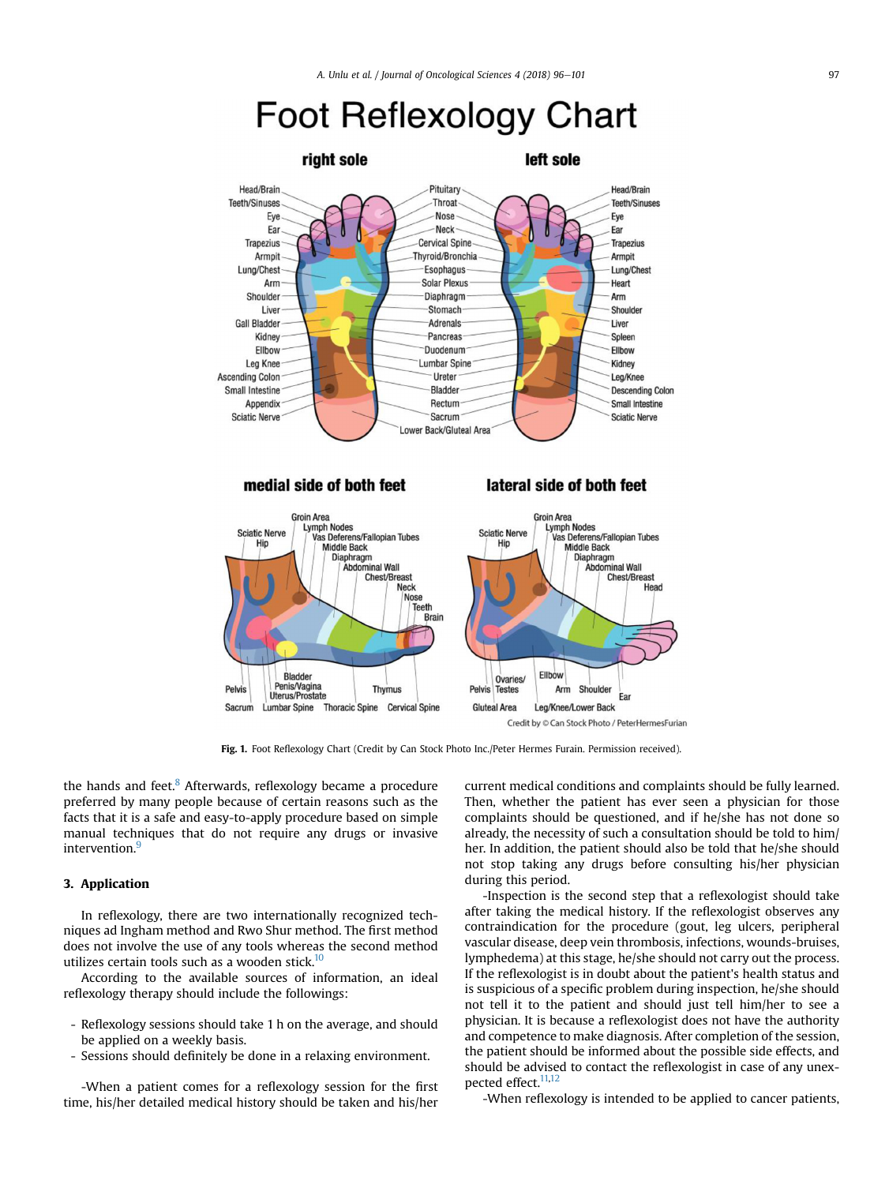Foot Reflexology Chart

right sole

left sole

Head/Brain
Teeth/Sinuses
Eye
Ear
Trapezius
Armpit
Lung/Chest
Arm
Shoulder
Liver
Gall Bladder
Kidney
Ellbow
Leg Knee
Ascending Colon
Small Intestine
Appendix
Sciatic Nerve

Pituitary
Throat
Nose
Neck
Cervical Spine
Thyroid/Bronchia
Esophagus
Solar Plexus
Diaphragm
Stomach
Adrenals
Pancreas
Duodenum
Lumbar Spine
Ureter
Bladder
Rectum
Sacrum
Lower Back/Gluteal Area

Head/Brain
Teeth/Sinuses
Eye
Ear
Trapezius
Armpit
Lung/Chest
Heart
Arm
Shoulder
Liver
Spleen
Ellbow
Kidney
Leg/Knee
Descending Colon
Small Intestine
Sciatic Nerve

medial side of both feet

lateral side of both feet

Groin Area
Lymph Nodes
Vas Deferens/Fallopian Tubes
Middle Back
Diaphragm
Abdominal Wall
Chest/Breast
Neck
Nose
Teeth
Brain
Sciatic Nerve
Hip
Pelvis
Sacrum
Bladder
Penis/Vagina
Uterus/Prostate
Lumbar Spine
Thoracic Spine
Thymus
Cervical Spine

Groin Area
Lymph Nodes
Vas Deferens/Fallopian Tubes
Middle Back
Diaphragm
Abdominal Wall
Chest/Breast
Head
Sciatic Nerve
Hip
Pelvis
Ovaries/
Testes
Gluteal Area
Ellbow
Arm
Shoulder
Ear
Leg/Knee/Lower Back

Credit by © Can Stock Photo / PeterHermesFurian

**Fig. 1.** Foot Reflexology Chart (Credit by Can Stock Photo Inc./Peter Hermes Furain. Permission received).

the hands and feet.[8] Afterwards, reflexology became a procedure preferred by many people because of certain reasons such as the facts that it is a safe and easy-to-apply procedure based on simple manual techniques that do not require any drugs or invasive intervention.[9]

## 3. Application

In reflexology, there are two internationally recognized techniques ad Ingham method and Rwo Shur method. The first method does not involve the use of any tools whereas the second method utilizes certain tools such as a wooden stick.[10]

According to the available sources of information, an ideal reflexology therapy should include the followings:

- Reflexology sessions should take 1 h on the average, and should be applied on a weekly basis.
- Sessions should definitely be done in a relaxing environment.

-When a patient comes for a reflexology session for the first time, his/her detailed medical history should be taken and his/her current medical conditions and complaints should be fully learned. Then, whether the patient has ever seen a physician for those complaints should be questioned, and if he/she has not done so already, the necessity of such a consultation should be told to him/her. In addition, the patient should also be told that he/she should not stop taking any drugs before consulting his/her physician during this period.

-Inspection is the second step that a reflexologist should take after taking the medical history. If the reflexologist observes any contraindication for the procedure (gout, leg ulcers, peripheral vascular disease, deep vein thrombosis, infections, wounds-bruises, lymphedema) at this stage, he/she should not carry out the process. If the reflexologist is in doubt about the patient's health status and is suspicious of a specific problem during inspection, he/she should not tell it to the patient and should just tell him/her to see a physician. It is because a reflexologist does not have the authority and competence to make diagnosis. After completion of the session, the patient should be informed about the possible side effects, and should be advised to contact the reflexologist in case of any unexpected effect.[11,12]

-When reflexology is intended to be applied to cancer patients,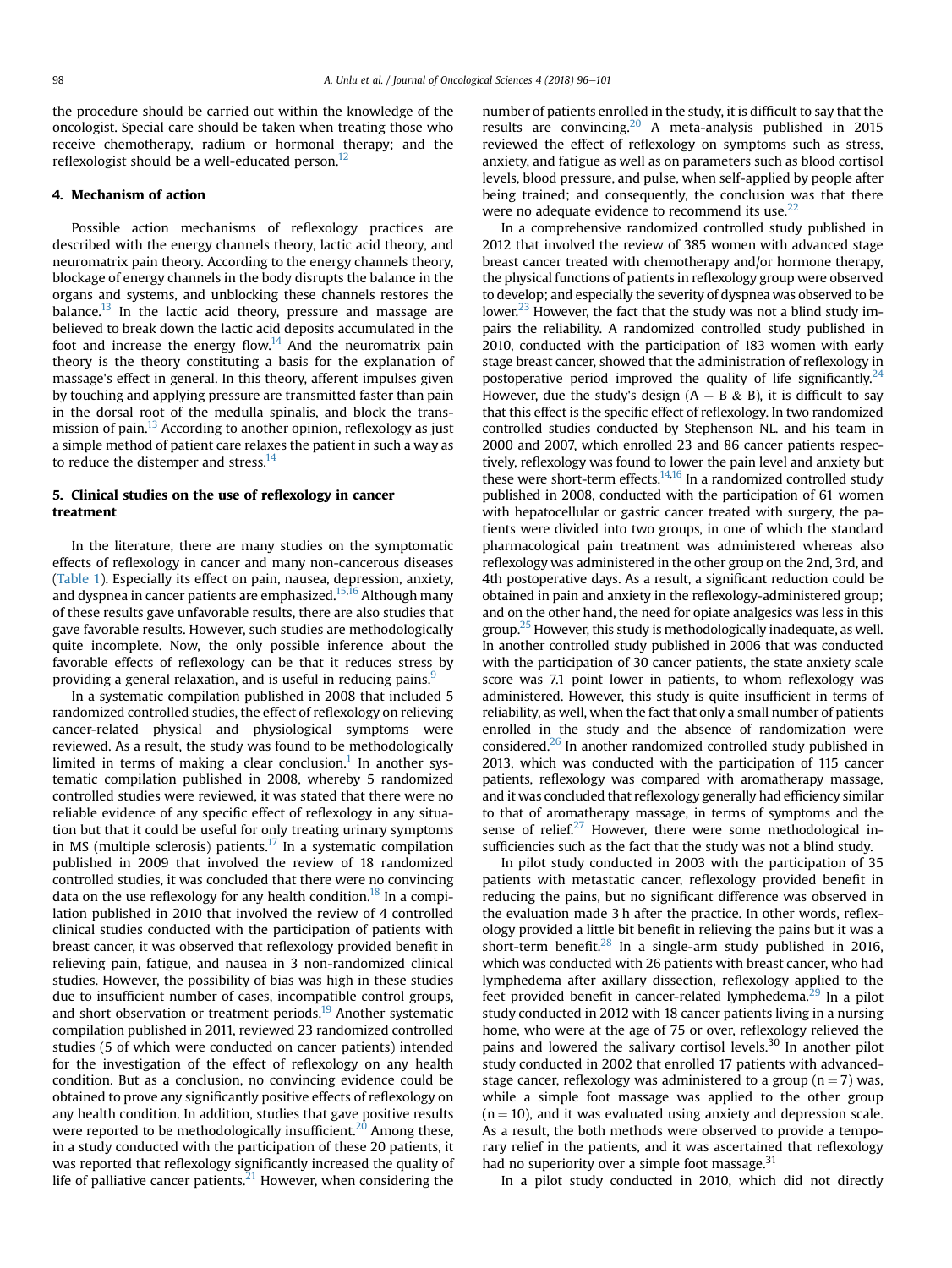the procedure should be carried out within the knowledge of the oncologist. Special care should be taken when treating those who receive chemotherapy, radium or hormonal therapy; and the reflexologist should be a well-educated person.[12]

## 4. Mechanism of action

Possible action mechanisms of reflexology practices are described with the energy channels theory, lactic acid theory, and neuromatrix pain theory. According to the energy channels theory, blockage of energy channels in the body disrupts the balance in the organs and systems, and unblocking these channels restores the balance.[13] In the lactic acid theory, pressure and massage are believed to break down the lactic acid deposits accumulated in the foot and increase the energy flow.[14] And the neuromatrix pain theory is the theory constituting a basis for the explanation of massage's effect in general. In this theory, afferent impulses given by touching and applying pressure are transmitted faster than pain in the dorsal root of the medulla spinalis, and block the transmission of pain.[13] According to another opinion, reflexology as just a simple method of patient care relaxes the patient in such a way as to reduce the distemper and stress.[14]

## 5. Clinical studies on the use of reflexology in cancer treatment

In the literature, there are many studies on the symptomatic effects of reflexology in cancer and many non-cancerous diseases (Table 1). Especially its effect on pain, nausea, depression, anxiety, and dyspnea in cancer patients are emphasized.[15,16] Although many of these results gave unfavorable results, there are also studies that gave favorable results. However, such studies are methodologically quite incomplete. Now, the only possible inference about the favorable effects of reflexology can be that it reduces stress by providing a general relaxation, and is useful in reducing pains.[9]

In a systematic compilation published in 2008 that included 5 randomized controlled studies, the effect of reflexology on relieving cancer-related physical and physiological symptoms were reviewed. As a result, the study was found to be methodologically limited in terms of making a clear conclusion.[1] In another systematic compilation published in 2008, whereby 5 randomized controlled studies were reviewed, it was stated that there were no reliable evidence of any specific effect of reflexology in any situation but that it could be useful for only treating urinary symptoms in MS (multiple sclerosis) patients.[17] In a systematic compilation published in 2009 that involved the review of 18 randomized controlled studies, it was concluded that there were no convincing data on the use reflexology for any health condition.[18] In a compilation published in 2010 that involved the review of 4 controlled clinical studies conducted with the participation of patients with breast cancer, it was observed that reflexology provided benefit in relieving pain, fatigue, and nausea in 3 non-randomized clinical studies. However, the possibility of bias was high in these studies due to insufficient number of cases, incompatible control groups, and short observation or treatment periods.[19] Another systematic compilation published in 2011, reviewed 23 randomized controlled studies (5 of which were conducted on cancer patients) intended for the investigation of the effect of reflexology on any health condition. But as a conclusion, no convincing evidence could be obtained to prove any significantly positive effects of reflexology on any health condition. In addition, studies that gave positive results were reported to be methodologically insufficient.[20] Among these, in a study conducted with the participation of these 20 patients, it was reported that reflexology significantly increased the quality of life of palliative cancer patients.[21] However, when considering the number of patients enrolled in the study, it is difficult to say that the results are convincing.[20] A meta-analysis published in 2015 reviewed the effect of reflexology on symptoms such as stress, anxiety, and fatigue as well as on parameters such as blood cortisol levels, blood pressure, and pulse, when self-applied by people after being trained; and consequently, the conclusion was that there were no adequate evidence to recommend its use.[22]

In a comprehensive randomized controlled study published in 2012 that involved the review of 385 women with advanced stage breast cancer treated with chemotherapy and/or hormone therapy, the physical functions of patients in reflexology group were observed to develop; and especially the severity of dyspnea was observed to be lower.[23] However, the fact that the study was not a blind study impairs the reliability. A randomized controlled study published in 2010, conducted with the participation of 183 women with early stage breast cancer, showed that the administration of reflexology in postoperative period improved the quality of life significantly.[24] However, due the study's design (A + B & B), it is difficult to say that this effect is the specific effect of reflexology. In two randomized controlled studies conducted by Stephenson NL. and his team in 2000 and 2007, which enrolled 23 and 86 cancer patients respectively, reflexology was found to lower the pain level and anxiety but these were short-term effects.[14,16] In a randomized controlled study published in 2008, conducted with the participation of 61 women with hepatocellular or gastric cancer treated with surgery, the patients were divided into two groups, in one of which the standard pharmacological pain treatment was administered whereas also reflexology was administered in the other group on the 2nd, 3rd, and 4th postoperative days. As a result, a significant reduction could be obtained in pain and anxiety in the reflexology-administered group; and on the other hand, the need for opiate analgesics was less in this group.[25] However, this study is methodologically inadequate, as well. In another controlled study published in 2006 that was conducted with the participation of 30 cancer patients, the state anxiety scale score was 7.1 point lower in patients, to whom reflexology was administered. However, this study is quite insufficient in terms of reliability, as well, when the fact that only a small number of patients enrolled in the study and the absence of randomization were considered.[26] In another randomized controlled study published in 2013, which was conducted with the participation of 115 cancer patients, reflexology was compared with aromatherapy massage, and it was concluded that reflexology generally had efficiency similar to that of aromatherapy massage, in terms of symptoms and the sense of relief.[27] However, there were some methodological insufficiencies such as the fact that the study was not a blind study.

In pilot study conducted in 2003 with the participation of 35 patients with metastatic cancer, reflexology provided benefit in reducing the pains, but no significant difference was observed in the evaluation made 3 h after the practice. In other words, reflexology provided a little bit benefit in relieving the pains but it was a short-term benefit.[28] In a single-arm study published in 2016, which was conducted with 26 patients with breast cancer, who had lymphedema after axillary dissection, reflexology applied to the feet provided benefit in cancer-related lymphedema.[29] In a pilot study conducted in 2012 with 18 cancer patients living in a nursing home, who were at the age of 75 or over, reflexology relieved the pains and lowered the salivary cortisol levels.[30] In another pilot study conducted in 2002 that enrolled 17 patients with advanced-stage cancer, reflexology was administered to a group ($n = 7$) was, while a simple foot massage was applied to the other group ($n = 10$), and it was evaluated using anxiety and depression scale. As a result, the both methods were observed to provide a temporary relief in the patients, and it was ascertained that reflexology had no superiority over a simple foot massage.[31]

In a pilot study conducted in 2010, which did not directly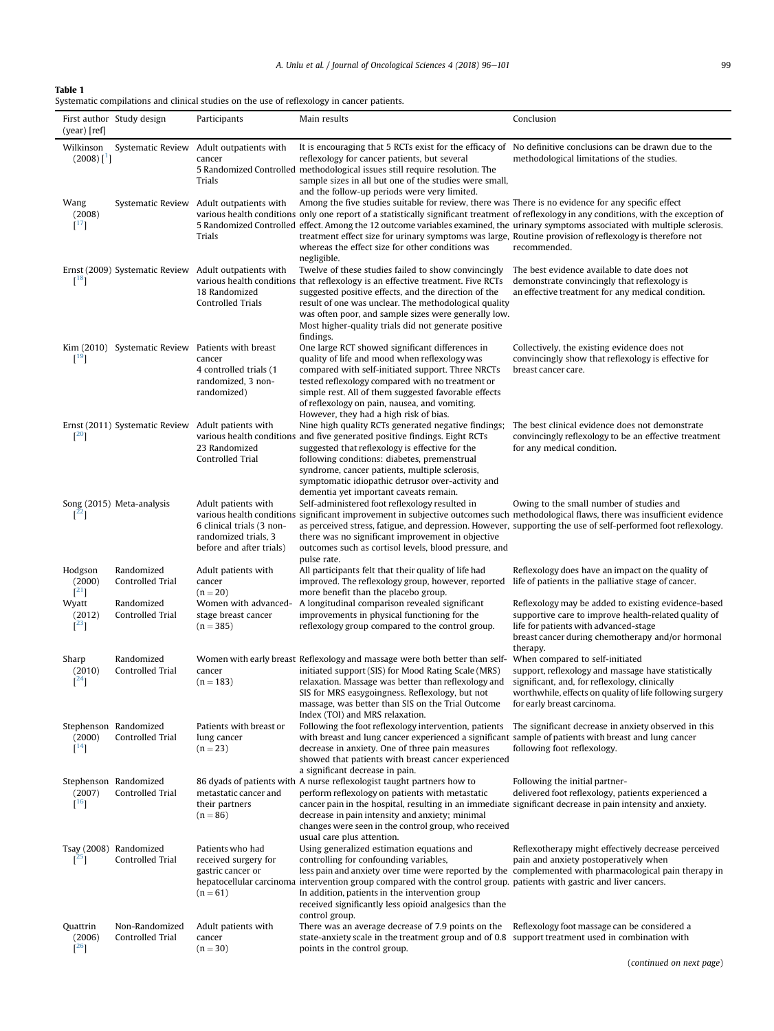**Table 1**
Systematic compilations and clinical studies on the use of reflexology in cancer patients.

| First author (year) [ref] | Study design | Participants | Main results | Conclusion |
|---|---|---|---|---|
| Wilkinson (2008) [1] | Systematic Review | Adult outpatients with cancer 5 Randomized Controlled Trials | It is encouraging that 5 RCTs exist for the efficacy of reflexology for cancer patients, but several methodological issues still require resolution. The sample sizes in all but one of the studies were small, and the follow-up periods were very limited. | No definitive conclusions can be drawn due to the methodological limitations of the studies. |
| Wang (2008) [17] | Systematic Review | Adult outpatients with various health conditions 5 Randomized Controlled Trials | Among the five studies suitable for review, there was only one report of a statistically significant treatment effect. Among the 12 outcome variables examined, the treatment effect size for urinary symptoms was large, whereas the effect size for other conditions was negligible. | There is no evidence for any specific effect of reflexology in any conditions, with the exception of urinary symptoms associated with multiple sclerosis. Routine provision of reflexology is therefore not recommended. |
| Ernst (2009) [18] | Systematic Review | Adult outpatients with various health conditions 18 Randomized Controlled Trials | Twelve of these studies failed to show convincingly that reflexology is an effective treatment. Five RCTs suggested positive effects, and the direction of the result of one was unclear. The methodological quality was often poor, and sample sizes were generally low. Most higher-quality trials did not generate positive findings. | The best evidence available to date does not demonstrate convincingly that reflexology is an effective treatment for any medical condition. |
| Kim (2010) [19] | Systematic Review | Patients with breast cancer 4 controlled trials (1 randomized, 3 non-randomized) | One large RCT showed significant differences in quality of life and mood when reflexology was compared with self-initiated support. Three NRCTs tested reflexology compared with no treatment or simple rest. All of them suggested favorable effects of reflexology on pain, nausea, and vomiting. However, they had a high risk of bias. | Collectively, the existing evidence does not convincingly show that reflexology is effective for breast cancer care. |
| Ernst (2011) [20] | Systematic Review | Adult patients with various health conditions 23 Randomized Controlled Trial | Nine high quality RCTs generated negative findings; and five generated positive findings. Eight RCTs suggested that reflexology is effective for the following conditions: diabetes, premenstrual syndrome, cancer patients, multiple sclerosis, symptomatic idiopathic detrusor over-activity and dementia yet important caveats remain. | The best clinical evidence does not demonstrate convincingly reflexology to be an effective treatment for any medical condition. |
| Song (2015) [22] | Meta-analysis | Adult patients with various health conditions 6 clinical trials (3 non-randomized trials, 3 before and after trials) | Self-administered foot reflexology resulted in significant improvement in subjective outcomes such as perceived stress, fatigue, and depression. However, there was no significant improvement in objective outcomes such as cortisol levels, blood pressure, and pulse rate. | Owing to the small number of studies and methodological flaws, there was insufficient evidence supporting the use of self-performed foot reflexology. |
| Hodgson (2000) [21] | Randomized Controlled Trial | Adult patients with cancer (n = 20) | All participants felt that their quality of life had improved. The reflexology group, however, reported more benefit than the placebo group. | Reflexology does have an impact on the quality of life of patients in the palliative stage of cancer. |
| Wyatt (2012) [23] | Randomized Controlled Trial | Women with advanced-stage breast cancer (n = 385) | A longitudinal comparison revealed significant improvements in physical functioning for the reflexology group compared to the control group. | Reflexology may be added to existing evidence-based supportive care to improve health-related quality of life for patients with advanced-stage breast cancer during chemotherapy and/or hormonal therapy. |
| Sharp (2010) [24] | Randomized Controlled Trial | Women with early breast cancer (n = 183) | Reflexology and massage were both better than self-initiated support (SIS) for Mood Rating Scale (MRS) relaxation. Massage was better than reflexology and SIS for MRS easygoingness. Reflexology, but not massage, was better than SIS on the Trial Outcome Index (TOI) and MRS relaxation. | When compared to self-initiated support, reflexology and massage have statistically significant, and, for reflexology, clinically worthwhile, effects on quality of life following surgery for early breast carcinoma. |
| Stephenson (2000) [14] | Randomized Controlled Trial | Patients with breast or lung cancer (n = 23) | Following the foot reflexology intervention, patients with breast and lung cancer experienced a significant decrease in anxiety. One of three pain measures showed that patients with breast cancer experienced a significant decrease in pain. | The significant decrease in anxiety observed in this sample of patients with breast and lung cancer following foot reflexology. |
| Stephenson (2007) [16] | Randomized Controlled Trial | 86 dyads of patients with metastatic cancer and their partners (n = 86) | A nurse reflexologist taught partners how to perform reflexology on patients with metastatic cancer pain in the hospital, resulting in an immediate decrease in pain intensity and anxiety; minimal changes were seen in the control group, who received usual care plus attention. | Following the initial partner-delivered foot reflexology, patients experienced a significant decrease in pain intensity and anxiety. |
| Tsay (2008) [25] | Randomized Controlled Trial | Patients who had received surgery for gastric cancer or hepatocellular carcinoma (n = 61) | Using generalized estimation equations and controlling for confounding variables, less pain and anxiety over time were reported by the intervention group compared with the control group. In addition, patients in the intervention group received significantly less opioid analgesics than the control group. | Reflexotherapy might effectively decrease perceived pain and anxiety postoperatively when complemented with pharmacological pain therapy in patients with gastric and liver cancers. |
| Quattrin (2006) [26] | Non-Randomized Controlled Trial | Adult patients with cancer (n = 30) | There was an average decrease of 7.9 points on the state-anxiety scale in the treatment group and of 0.8 points in the control group. | Reflexology foot massage can be considered a support treatment used in combination with |

(continued on next page)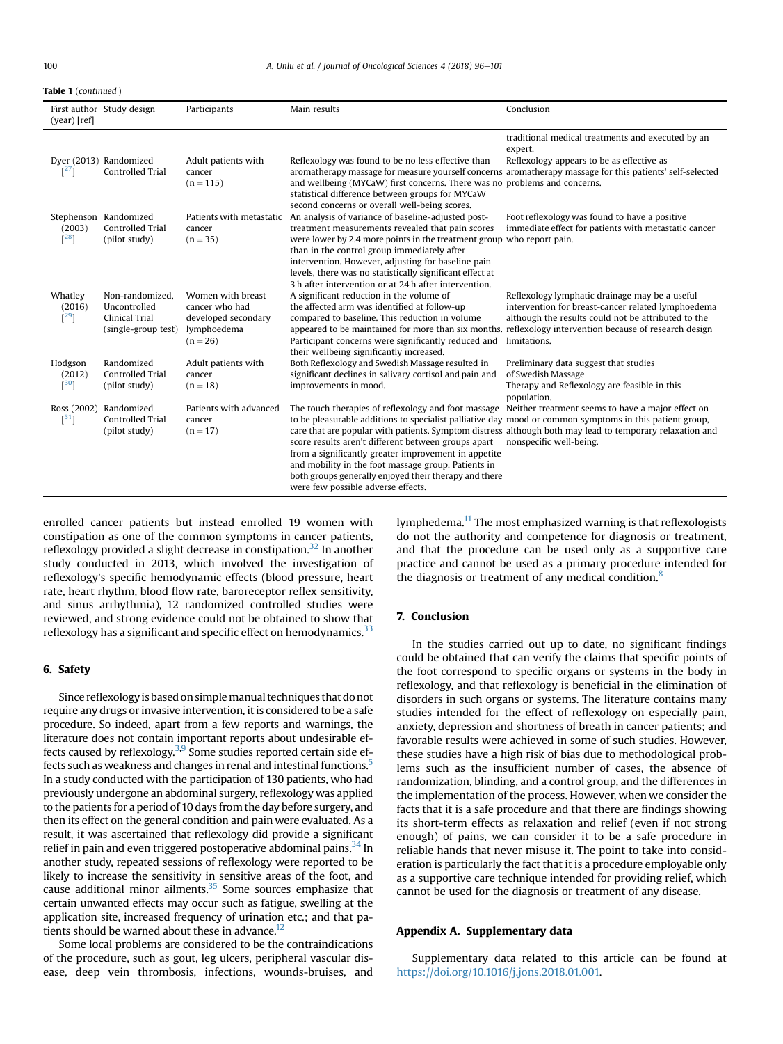**Table 1** (*continued*)

| First author (year) [ref] | Study design | Participants | Main results | Conclusion |
|---|---|---|---|---|
| | | | | traditional medical treatments and executed by an expert. |
| Dyer (2013) [27] | Randomized Controlled Trial | Adult patients with cancer (n = 115) | Reflexology was found to be no less effective than aromatherapy massage for measure yourself concerns and wellbeing (MYCaW) first concerns. There was no statistical difference between groups for MYCaW second concerns or overall well-being scores. | Reflexology appears to be as effective as aromatherapy massage for this patients' self-selected problems and concerns. |
| Stephenson (2003) [28] | Randomized Controlled Trial (pilot study) | Patients with metastatic cancer (n = 35) | An analysis of variance of baseline-adjusted post-treatment measurements revealed that pain scores were lower by 2.4 more points in the treatment group than in the control group immediately after intervention. However, adjusting for baseline pain levels, there was no statistically significant effect at 3 h after intervention or at 24 h after intervention. | Foot reflexology was found to have a positive immediate effect for patients with metastatic cancer who report pain. |
| Whatley (2016) [29] | Non-randomized, Uncontrolled Clinical Trial (single-group test) | Women with breast cancer who had developed secondary lymphoedema (n = 26) | A significant reduction in the volume of the affected arm was identified at follow-up compared to baseline. This reduction in volume appeared to be maintained for more than six months. Participant concerns were significantly reduced and their wellbeing significantly increased. | Reflexology lymphatic drainage may be a useful intervention for breast-cancer related lymphoedema although the results could not be attributed to the reflexology intervention because of research design limitations. |
| Hodgson (2012) [30] | Randomized Controlled Trial (pilot study) | Adult patients with cancer (n = 18) | Both Reflexology and Swedish Massage resulted in significant declines in salivary cortisol and pain and improvements in mood. | Preliminary data suggest that studies of Swedish Massage Therapy and Reflexology are feasible in this population. |
| Ross (2002) [31] | Randomized Controlled Trial (pilot study) | Patients with advanced cancer (n = 17) | The touch therapies of reflexology and foot massage to be pleasurable additions to specialist palliative day care that are popular with patients. Symptom distress score results aren't different between groups apart from a significantly greater improvement in appetite and mobility in the foot massage group. Patients in both groups generally enjoyed their therapy and there were few possible adverse effects. | Neither treatment seems to have a major effect on mood or common symptoms in this patient group, although both may lead to temporary relaxation and nonspecific well-being. |

enrolled cancer patients but instead enrolled 19 women with constipation as one of the common symptoms in cancer patients, reflexology provided a slight decrease in constipation.[32] In another study conducted in 2013, which involved the investigation of reflexology's specific hemodynamic effects (blood pressure, heart rate, heart rhythm, blood flow rate, baroreceptor reflex sensitivity, and sinus arrhythmia), 12 randomized controlled studies were reviewed, and strong evidence could not be obtained to show that reflexology has a significant and specific effect on hemodynamics.[33]

## 6. Safety

Since reflexology is based on simple manual techniques that do not require any drugs or invasive intervention, it is considered to be a safe procedure. So indeed, apart from a few reports and warnings, the literature does not contain important reports about undesirable effects caused by reflexology.[3,9] Some studies reported certain side effects such as weakness and changes in renal and intestinal functions.[5] In a study conducted with the participation of 130 patients, who had previously undergone an abdominal surgery, reflexology was applied to the patients for a period of 10 days from the day before surgery, and then its effect on the general condition and pain were evaluated. As a result, it was ascertained that reflexology did provide a significant relief in pain and even triggered postoperative abdominal pains.[34] In another study, repeated sessions of reflexology were reported to be likely to increase the sensitivity in sensitive areas of the foot, and cause additional minor ailments.[35] Some sources emphasize that certain unwanted effects may occur such as fatigue, swelling at the application site, increased frequency of urination etc.; and that patients should be warned about these in advance.[12]

Some local problems are considered to be the contraindications of the procedure, such as gout, leg ulcers, peripheral vascular disease, deep vein thrombosis, infections, wounds-bruises, and lymphedema.[11] The most emphasized warning is that reflexologists do not the authority and competence for diagnosis or treatment, and that the procedure can be used only as a supportive care practice and cannot be used as a primary procedure intended for the diagnosis or treatment of any medical condition.[8]

## 7. Conclusion

In the studies carried out up to date, no significant findings could be obtained that can verify the claims that specific points of the foot correspond to specific organs or systems in the body in reflexology, and that reflexology is beneficial in the elimination of disorders in such organs or systems. The literature contains many studies intended for the effect of reflexology on especially pain, anxiety, depression and shortness of breath in cancer patients; and favorable results were achieved in some of such studies. However, these studies have a high risk of bias due to methodological problems such as the insufficient number of cases, the absence of randomization, blinding, and a control group, and the differences in the implementation of the process. However, when we consider the facts that it is a safe procedure and that there are findings showing its short-term effects as relaxation and relief (even if not strong enough) of pains, we can consider it to be a safe procedure in reliable hands that never misuse it. The point to take into consideration is particularly the fact that it is a procedure employable only as a supportive care technique intended for providing relief, which cannot be used for the diagnosis or treatment of any disease.

## Appendix A. Supplementary data

Supplementary data related to this article can be found at https://doi.org/10.1016/j.jons.2018.01.001.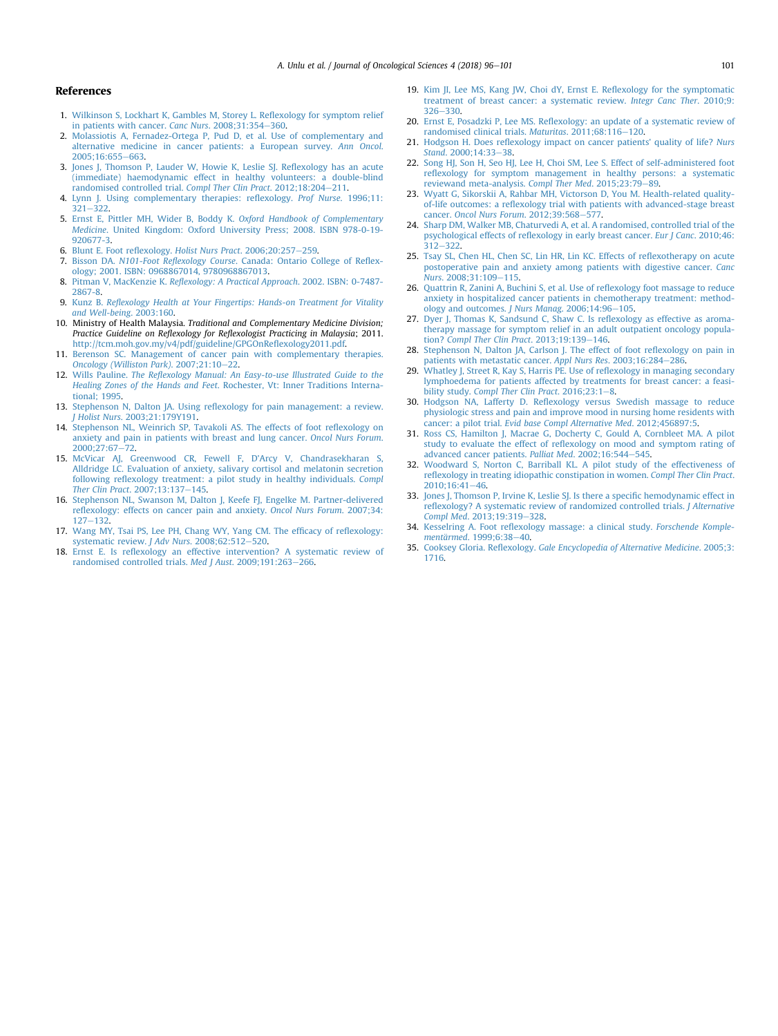## References

1. Wilkinson S, Lockhart K, Gambles M, Storey L. Reflexology for symptom relief in patients with cancer. *Canc Nurs*. 2008;31:354–360.
2. Molassiotis A, Fernadez-Ortega P, Pud D, et al. Use of complementary and alternative medicine in cancer patients: a European survey. *Ann Oncol*. 2005;16:655–663.
3. Jones J, Thomson P, Lauder W, Howie K, Leslie SJ. Reflexology has an acute (immediate) haemodynamic effect in healthy volunteers: a double-blind randomised controlled trial. *Compl Ther Clin Pract*. 2012;18:204–211.
4. Lynn J. Using complementary therapies: reflexology. *Prof Nurse*. 1996;11:321–322.
5. Ernst E, Pittler MH, Wider B, Boddy K. *Oxford Handbook of Complementary Medicine*. United Kingdom: Oxford University Press; 2008. ISBN 978-0-19-920677-3.
6. Blunt E. Foot reflexology. *Holist Nurs Pract*. 2006;20:257–259.
7. Bisson DA. *N101-Foot Reflexology Course*. Canada: Ontario College of Reflexology; 2001. ISBN: 0968867014, 9780968867013.
8. Pitman V, MacKenzie K. *Reflexology: A Practical Approach*. 2002. ISBN: 0-7487-2867-8.
9. Kunz B. *Reflexology Health at Your Fingertips: Hands-on Treatment for Vitality and Well-being*. 2003:160.
10. Ministry of Health Malaysia. *Traditional and Complementary Medicine Division; Practice Guideline on Reflexology for Reflexologist Practicing in Malaysia*; 2011. http://tcm.moh.gov.my/v4/pdf/guideline/GPGOnReflexology2011.pdf.
11. Berenson SC. Management of cancer pain with complementary therapies. *Oncology (Williston Park)*. 2007;21:10–22.
12. Wills Pauline. *The Reflexology Manual: An Easy-to-use Illustrated Guide to the Healing Zones of the Hands and Feet*. Rochester, Vt: Inner Traditions International; 1995.
13. Stephenson N, Dalton JA. Using reflexology for pain management: a review. *J Holist Nurs*. 2003;21:179Y191.
14. Stephenson NL, Weinrich SP, Tavakoli AS. The effects of foot reflexology on anxiety and pain in patients with breast and lung cancer. *Oncol Nurs Forum*. 2000;27:67–72.
15. McVicar AJ, Greenwood CR, Fewell F, D'Arcy V, Chandrasekharan S, Alldridge LC. Evaluation of anxiety, salivary cortisol and melatonin secretion following reflexology treatment: a pilot study in healthy individuals. *Compl Ther Clin Pract*. 2007;13:137–145.
16. Stephenson NL, Swanson M, Dalton J, Keefe FJ, Engelke M. Partner-delivered reflexology: effects on cancer pain and anxiety. *Oncol Nurs Forum*. 2007;34:127–132.
17. Wang MY, Tsai PS, Lee PH, Chang WY, Yang CM. The efficacy of reflexology: systematic review. *J Adv Nurs*. 2008;62:512–520.
18. Ernst E. Is reflexology an effective intervention? A systematic review of randomised controlled trials. *Med J Aust*. 2009;191:263–266.
19. Kim JI, Lee MS, Kang JW, Choi dY, Ernst E. Reflexology for the symptomatic treatment of breast cancer: a systematic review. *Integr Canc Ther*. 2010;9:326–330.
20. Ernst E, Posadzki P, Lee MS. Reflexology: an update of a systematic review of randomised clinical trials. *Maturitas*. 2011;68:116–120.
21. Hodgson H. Does reflexology impact on cancer patients' quality of life? *Nurs Stand*. 2000;14:33–38.
22. Song HJ, Son H, Seo HJ, Lee H, Choi SM, Lee S. Effect of self-administered foot reflexology for symptom management in healthy persons: a systematic reviewand meta-analysis. *Compl Ther Med*. 2015;23:79–89.
23. Wyatt G, Sikorskii A, Rahbar MH, Victorson D, You M. Health-related quality-of-life outcomes: a reflexology trial with patients with advanced-stage breast cancer. *Oncol Nurs Forum*. 2012;39:568–577.
24. Sharp DM, Walker MB, Chaturvedi A, et al. A randomised, controlled trial of the psychological effects of reflexology in early breast cancer. *Eur J Canc*. 2010;46:312–322.
25. Tsay SL, Chen HL, Chen SC, Lin HR, Lin KC. Effects of reflexotherapy on acute postoperative pain and anxiety among patients with digestive cancer. *Canc Nurs*. 2008;31:109–115.
26. Quattrin R, Zanini A, Buchini S, et al. Use of reflexology foot massage to reduce anxiety in hospitalized cancer patients in chemotherapy treatment: methodology and outcomes. *J Nurs Manag*. 2006;14:96–105.
27. Dyer J, Thomas K, Sandsund C, Shaw C. Is reflexology as effective as aromatherapy massage for symptom relief in an adult outpatient oncology population? *Compl Ther Clin Pract*. 2013;19:139–146.
28. Stephenson N, Dalton JA, Carlson J. The effect of foot reflexology on pain in patients with metastatic cancer. *Appl Nurs Res*. 2003;16:284–286.
29. Whatley J, Street R, Kay S, Harris PE. Use of reflexology in managing secondary lymphoedema for patients affected by treatments for breast cancer: a feasibility study. *Compl Ther Clin Pract*. 2016;23:1–8.
30. Hodgson NA, Lafferty D. Reflexology versus Swedish massage to reduce physiologic stress and pain and improve mood in nursing home residents with cancer: a pilot trial. *Evid base Compl Alternative Med*. 2012;456897:5.
31. Ross CS, Hamilton J, Macrae G, Docherty C, Gould A, Cornbleet MA. A pilot study to evaluate the effect of reflexology on mood and symptom rating of advanced cancer patients. *Palliat Med*. 2002;16:544–545.
32. Woodward S, Norton C, Barriball KL. A pilot study of the effectiveness of reflexology in treating idiopathic constipation in women. *Compl Ther Clin Pract*. 2010;16:41–46.
33. Jones J, Thomson P, Irvine K, Leslie SJ. Is there a specific hemodynamic effect in reflexology? A systematic review of randomized controlled trials. *J Alternative Compl Med*. 2013;19:319–328.
34. Kesselring A. Foot reflexology massage: a clinical study. *Forschende Komplementärmed*. 1999;6:38–40.
35. Cooksey Gloria. Reflexology. *Gale Encyclopedia of Alternative Medicine*. 2005;3:1716.